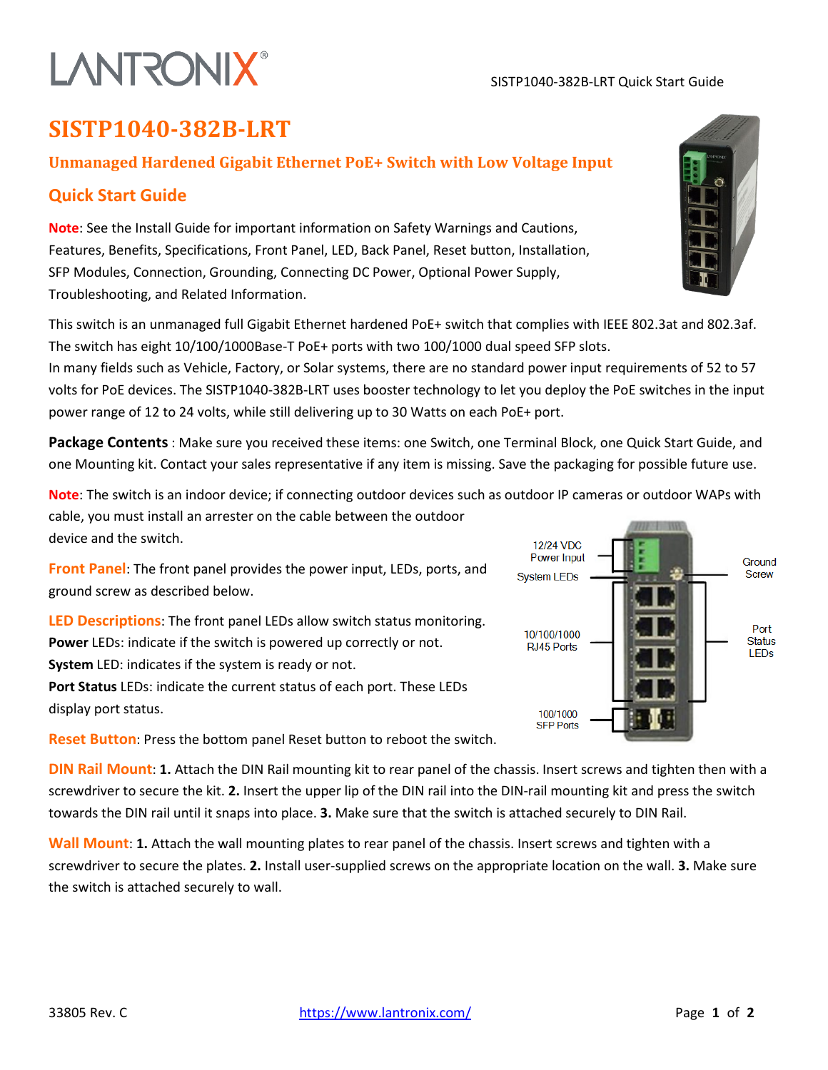# SISTP1040-382B-LRT

## Unmanaged Hardened Gigabit Ethernet PoE+ Switch with Low Voltage Input

## Quick Start Guide

**Note**: See the Install Guide for important information on Safety Warnings and Cautions, Features, Benefits, Specifications, Front Panel, LED, Back Panel, Reset button, Installation, SFP Modules, Connection, Grounding, Connecting DC Power, Optional Power Supply, Troubleshooting, and Related Information.

This switch is an unmanaged full Gigabit Ethernet hardened PoE+ switch that complies with IEEE 802.3at and 802.3af. The switch has eight 10/100/1000Base-T PoE+ ports with two 100/1000 dual speed SFP slots.
In many fields such as Vehicle, Factory, or Solar systems, there are no standard power input requirements of 52 to 57 volts for PoE devices. The SISTP1040-382B-LRT uses booster technology to let you deploy the PoE switches in the input power range of 12 to 24 volts, while still delivering up to 30 Watts on each PoE+ port.

**Package Contents** : Make sure you received these items: one Switch, one Terminal Block, one Quick Start Guide, and one Mounting kit. Contact your sales representative if any item is missing. Save the packaging for possible future use.

**Note**: The switch is an indoor device; if connecting outdoor devices such as outdoor IP cameras or outdoor WAPs with cable, you must install an arrester on the cable between the outdoor device and the switch.

**Front Panel**: The front panel provides the power input, LEDs, ports, and ground screw as described below.

12/24 VDC Power Input
System LEDs
10/100/1000 RJ45 Ports
100/1000 SFP Ports
Ground Screw
Port Status LEDs

**LED Descriptions**: The front panel LEDs allow switch status monitoring.
**Power** LEDs: indicate if the switch is powered up correctly or not.
**System** LED: indicates if the system is ready or not.
**Port Status** LEDs: indicate the current status of each port. These LEDs display port status.

**Reset Button**: Press the bottom panel Reset button to reboot the switch.

**DIN Rail Mount**: **1.** Attach the DIN Rail mounting kit to rear panel of the chassis. Insert screws and tighten then with a screwdriver to secure the kit. **2.** Insert the upper lip of the DIN rail into the DIN-rail mounting kit and press the switch towards the DIN rail until it snaps into place. **3.** Make sure that the switch is attached securely to DIN Rail.

**Wall Mount**: **1.** Attach the wall mounting plates to rear panel of the chassis. Insert screws and tighten with a screwdriver to secure the plates. **2.** Install user-supplied screws on the appropriate location on the wall. **3.** Make sure the switch is attached securely to wall.

33805 Rev. C https://www.lantronix.com/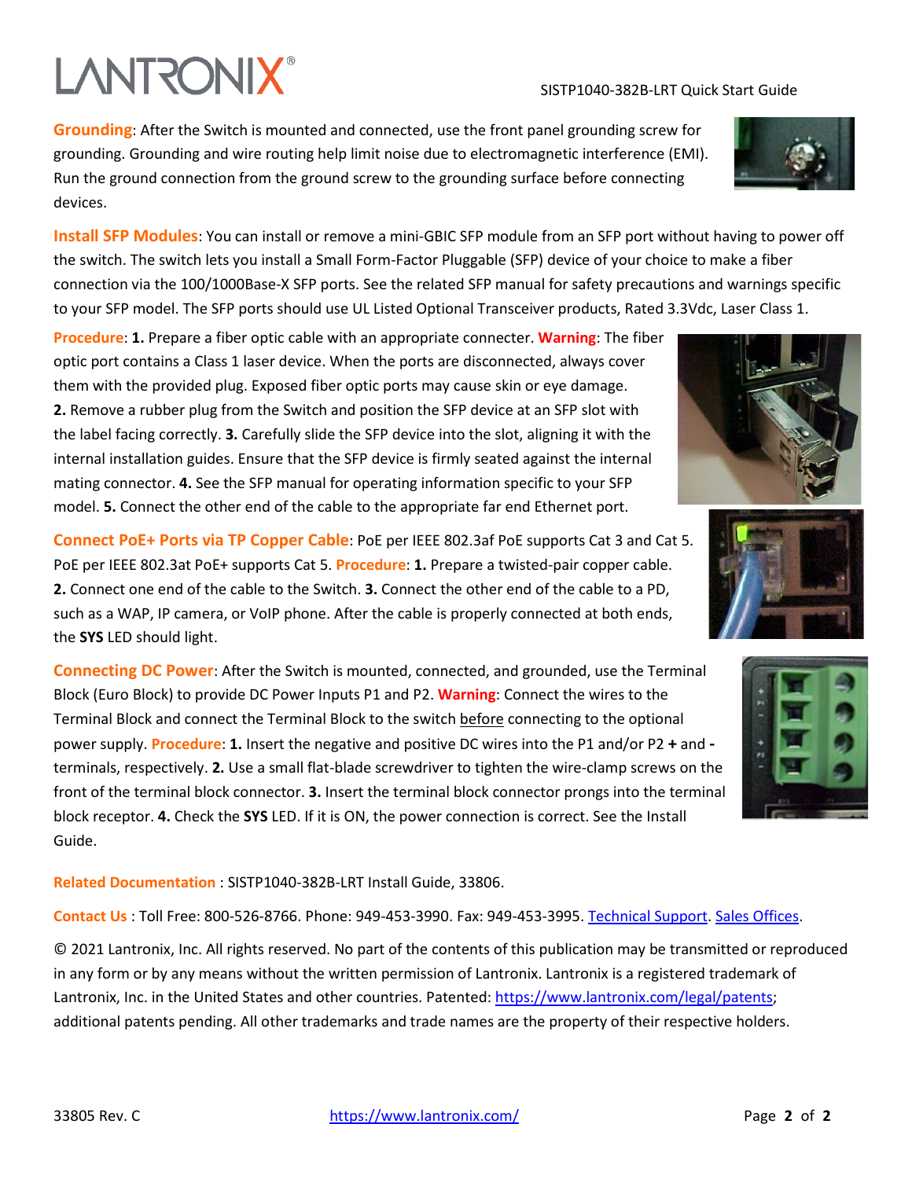**Grounding**: After the Switch is mounted and connected, use the front panel grounding screw for grounding. Grounding and wire routing help limit noise due to electromagnetic interference (EMI). Run the ground connection from the ground screw to the grounding surface before connecting devices.

**Install SFP Modules**: You can install or remove a mini-GBIC SFP module from an SFP port without having to power off the switch. The switch lets you install a Small Form-Factor Pluggable (SFP) device of your choice to make a fiber connection via the 100/1000Base-X SFP ports. See the related SFP manual for safety precautions and warnings specific to your SFP model. The SFP ports should use UL Listed Optional Transceiver products, Rated 3.3Vdc, Laser Class 1.

**Procedure**: **1.** Prepare a fiber optic cable with an appropriate connecter. **Warning**: The fiber optic port contains a Class 1 laser device. When the ports are disconnected, always cover them with the provided plug. Exposed fiber optic ports may cause skin or eye damage. **2.** Remove a rubber plug from the Switch and position the SFP device at an SFP slot with the label facing correctly. **3.** Carefully slide the SFP device into the slot, aligning it with the internal installation guides. Ensure that the SFP device is firmly seated against the internal mating connector. **4.** See the SFP manual for operating information specific to your SFP model. **5.** Connect the other end of the cable to the appropriate far end Ethernet port.

**Connect PoE+ Ports via TP Copper Cable**: PoE per IEEE 802.3af PoE supports Cat 3 and Cat 5. PoE per IEEE 802.3at PoE+ supports Cat 5. **Procedure**: **1.** Prepare a twisted-pair copper cable. **2.** Connect one end of the cable to the Switch. **3.** Connect the other end of the cable to a PD, such as a WAP, IP camera, or VoIP phone. After the cable is properly connected at both ends, the **SYS** LED should light.

**Connecting DC Power**: After the Switch is mounted, connected, and grounded, use the Terminal Block (Euro Block) to provide DC Power Inputs P1 and P2. **Warning**: Connect the wires to the Terminal Block and connect the Terminal Block to the switch before connecting to the optional power supply. **Procedure**: **1.** Insert the negative and positive DC wires into the P1 and/or P2 **+** and **-** terminals, respectively. **2.** Use a small flat-blade screwdriver to tighten the wire-clamp screws on the front of the terminal block connector. **3.** Insert the terminal block connector prongs into the terminal block receptor. **4.** Check the **SYS** LED. If it is ON, the power connection is correct. See the Install Guide.

**Related Documentation** : SISTP1040-382B-LRT Install Guide, 33806.

**Contact Us** : Toll Free: 800-526-8766. Phone: 949-453-3990. Fax: 949-453-3995. Technical Support. Sales Offices.

© 2021 Lantronix, Inc. All rights reserved. No part of the contents of this publication may be transmitted or reproduced in any form or by any means without the written permission of Lantronix. Lantronix is a registered trademark of Lantronix, Inc. in the United States and other countries. Patented: https://www.lantronix.com/legal/patents; additional patents pending. All other trademarks and trade names are the property of their respective holders.